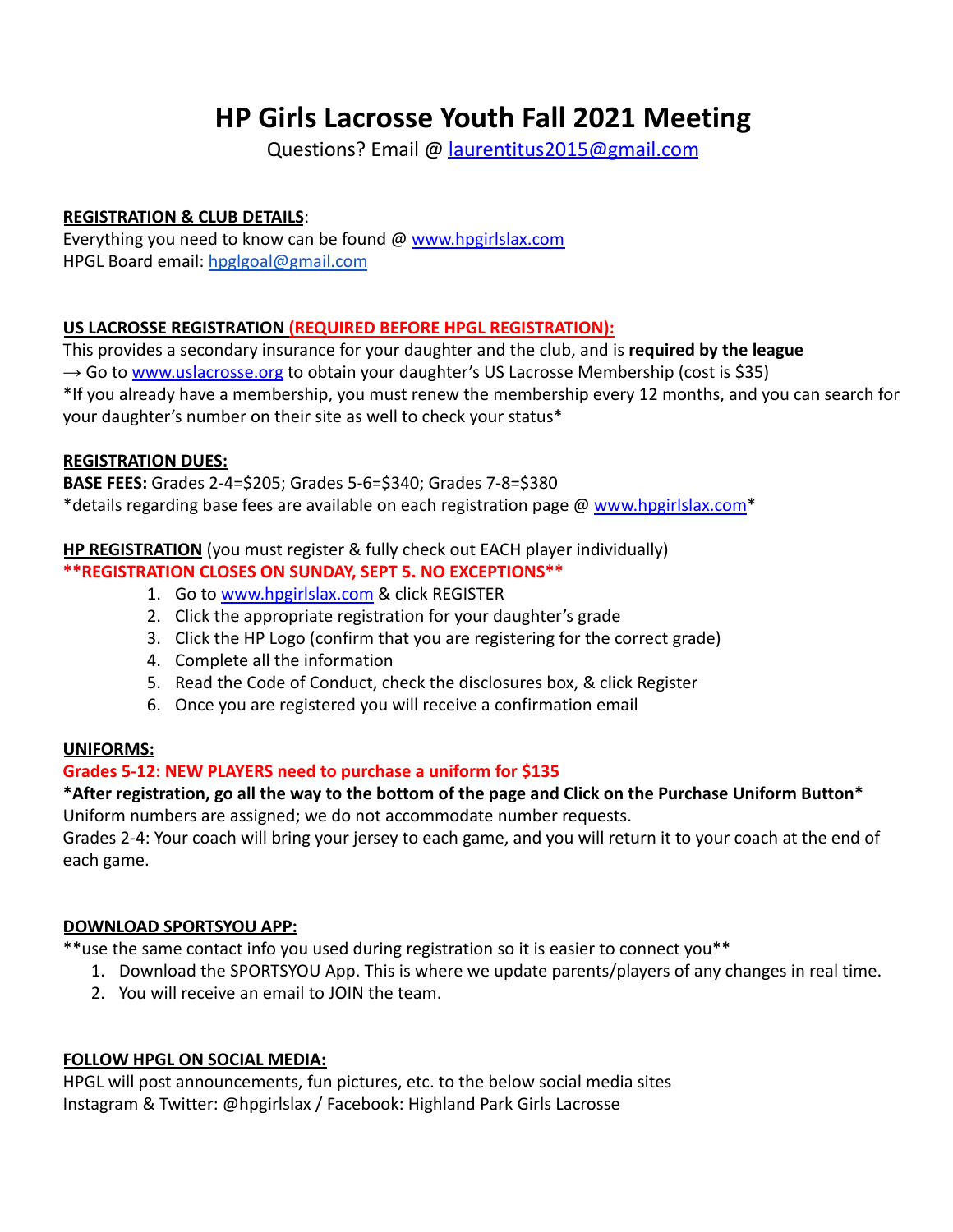# HP Girls Lacrosse Youth Fall 2021 Meeting

Questions? Email @ laurentitus2015@gmail.com

**REGISTRATION & CLUB DETAILS**:
Everything you need to know can be found @ www.hpgirlslax.com
HPGL Board email: hpglgoal@gmail.com

**US LACROSSE REGISTRATION (REQUIRED BEFORE HPGL REGISTRATION):**
This provides a secondary insurance for your daughter and the club, and is **required by the league**
→ Go to www.uslacrosse.org to obtain your daughter's US Lacrosse Membership (cost is $35)
*If you already have a membership, you must renew the membership every 12 months, and you can search for your daughter's number on their site as well to check your status*

**REGISTRATION DUES:**
**BASE FEES:** Grades 2-4=$205; Grades 5-6=$340; Grades 7-8=$380
*details regarding base fees are available on each registration page @ www.hpgirlslax.com*

**HP REGISTRATION** (you must register & fully check out EACH player individually)
****REGISTRATION CLOSES ON SUNDAY, SEPT 5. NO EXCEPTIONS****

1. Go to www.hpgirlslax.com & click REGISTER
2. Click the appropriate registration for your daughter's grade
3. Click the HP Logo (confirm that you are registering for the correct grade)
4. Complete all the information
5. Read the Code of Conduct, check the disclosures box, & click Register
6. Once you are registered you will receive a confirmation email

**UNIFORMS:**
**Grades 5-12: NEW PLAYERS need to purchase a uniform for $135**
***After registration, go all the way to the bottom of the page and Click on the Purchase Uniform Button***
Uniform numbers are assigned; we do not accommodate number requests.
Grades 2-4: Your coach will bring your jersey to each game, and you will return it to your coach at the end of each game.

**DOWNLOAD SPORTSYOU APP:**
**use the same contact info you used during registration so it is easier to connect you**

1. Download the SPORTSYOU App. This is where we update parents/players of any changes in real time.
2. You will receive an email to JOIN the team.

**FOLLOW HPGL ON SOCIAL MEDIA:**
HPGL will post announcements, fun pictures, etc. to the below social media sites
Instagram & Twitter: @hpgirlslax / Facebook: Highland Park Girls Lacrosse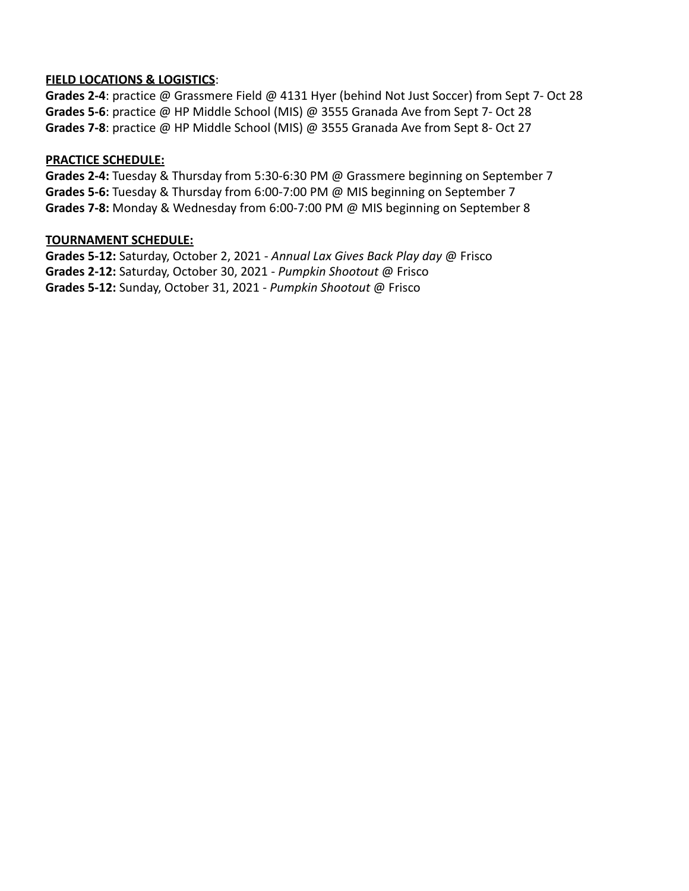**FIELD LOCATIONS & LOGISTICS**:

**Grades 2-4**: practice @ Grassmere Field @ 4131 Hyer (behind Not Just Soccer) from Sept 7- Oct 28
**Grades 5-6**: practice @ HP Middle School (MIS) @ 3555 Granada Ave from Sept 7- Oct 28
**Grades 7-8**: practice @ HP Middle School (MIS) @ 3555 Granada Ave from Sept 8- Oct 27

**PRACTICE SCHEDULE:**

**Grades 2-4:** Tuesday & Thursday from 5:30-6:30 PM @ Grassmere beginning on September 7
**Grades 5-6:** Tuesday & Thursday from 6:00-7:00 PM @ MIS beginning on September 7
**Grades 7-8:** Monday & Wednesday from 6:00-7:00 PM @ MIS beginning on September 8

**TOURNAMENT SCHEDULE:**

**Grades 5-12:** Saturday, October 2, 2021 - *Annual Lax Gives Back Play day* @ Frisco
**Grades 2-12:** Saturday, October 30, 2021 - *Pumpkin Shootout* @ Frisco
**Grades 5-12:** Sunday, October 31, 2021 - *Pumpkin Shootout* @ Frisco